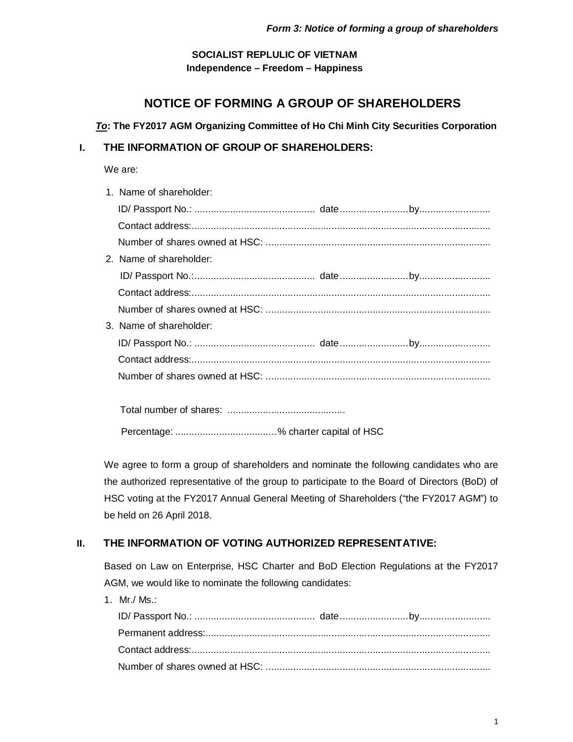*Form 3: Notice of forming a group of shareholders*

**SOCIALIST REPLULIC OF VIETNAM**
**Independence – Freedom – Happiness**

# NOTICE OF FORMING A GROUP OF SHAREHOLDERS

***To*: The FY2017 AGM Organizing Committee of Ho Chi Minh City Securities Corporation**

## I. THE INFORMATION OF GROUP OF SHAREHOLDERS:

We are:

1. Name of shareholder:
   ID/ Passport No.: ............................................ date.........................by..........................
   Contact address:..............................................................................................................
   Number of shares owned at HSC: ..................................................................................
2. Name of shareholder:
   ID/ Passport No.:............................................ date.........................by..........................
   Contact address:..............................................................................................................
   Number of shares owned at HSC: ..................................................................................
3. Name of shareholder:
   ID/ Passport No.: ............................................ date.........................by..........................
   Contact address:..............................................................................................................
   Number of shares owned at HSC: ..................................................................................

Total number of shares: ...........................................

Percentage: .....................................% charter capital of HSC

We agree to form a group of shareholders and nominate the following candidates who are the authorized representative of the group to participate to the Board of Directors (BoD) of HSC voting at the FY2017 Annual General Meeting of Shareholders ("the FY2017 AGM") to be held on 26 April 2018.

## II. THE INFORMATION OF VOTING AUTHORIZED REPRESENTATIVE:

Based on Law on Enterprise, HSC Charter and BoD Election Regulations at the FY2017 AGM, we would like to nominate the following candidates:

1. Mr./ Ms.:
   ID/ Passport No.: ............................................ date.........................by..........................
   Permanent address:.........................................................................................................
   Contact address:..............................................................................................................
   Number of shares owned at HSC: ..................................................................................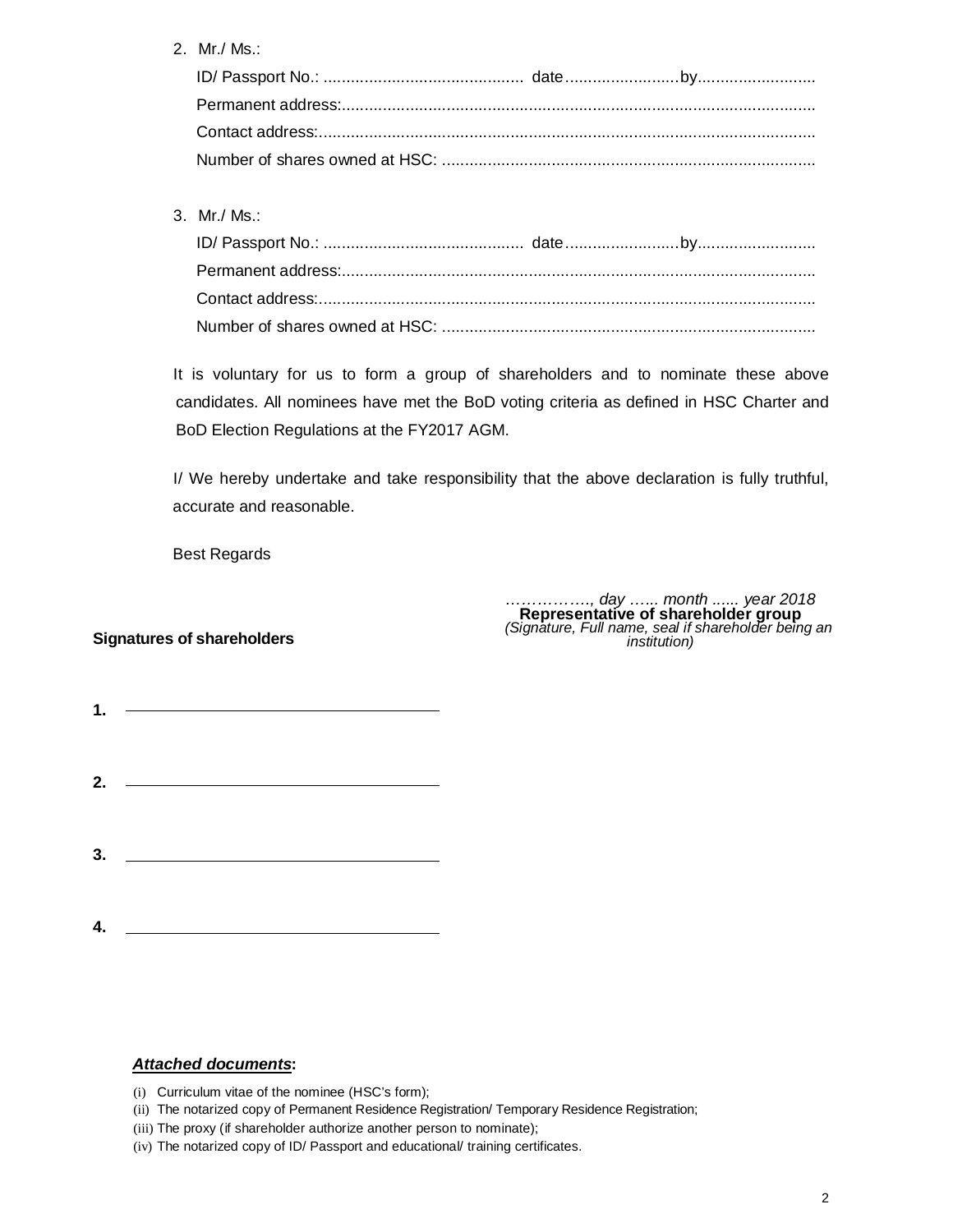2. Mr./ Ms.:

   ID/ Passport No.: ............................................ date.........................by..........................

   Permanent address:........................................................................................................

   Contact address:.............................................................................................................

   Number of shares owned at HSC: .................................................................................

3. Mr./ Ms.:

   ID/ Passport No.: ............................................ date.........................by..........................

   Permanent address:........................................................................................................

   Contact address:.............................................................................................................

   Number of shares owned at HSC: .................................................................................

It is voluntary for us to form a group of shareholders and to nominate these above candidates. All nominees have met the BoD voting criteria as defined in HSC Charter and BoD Election Regulations at the FY2017 AGM.

I/ We hereby undertake and take responsibility that the above declaration is fully truthful, accurate and reasonable.

Best Regards

*……………., day …... month ...... year 2018*

**Representative of shareholder group**

*(Signature, Full name, seal if shareholder being an institution)*

**Signatures of shareholders**

**1.** ____________________________________

**2.** ____________________________________

**3.** ____________________________________

**4.** ____________________________________

***Attached documents*:**

(i) Curriculum vitae of the nominee (HSC's form);

(ii) The notarized copy of Permanent Residence Registration/ Temporary Residence Registration;

(iii) The proxy (if shareholder authorize another person to nominate);

(iv) The notarized copy of ID/ Passport and educational/ training certificates.